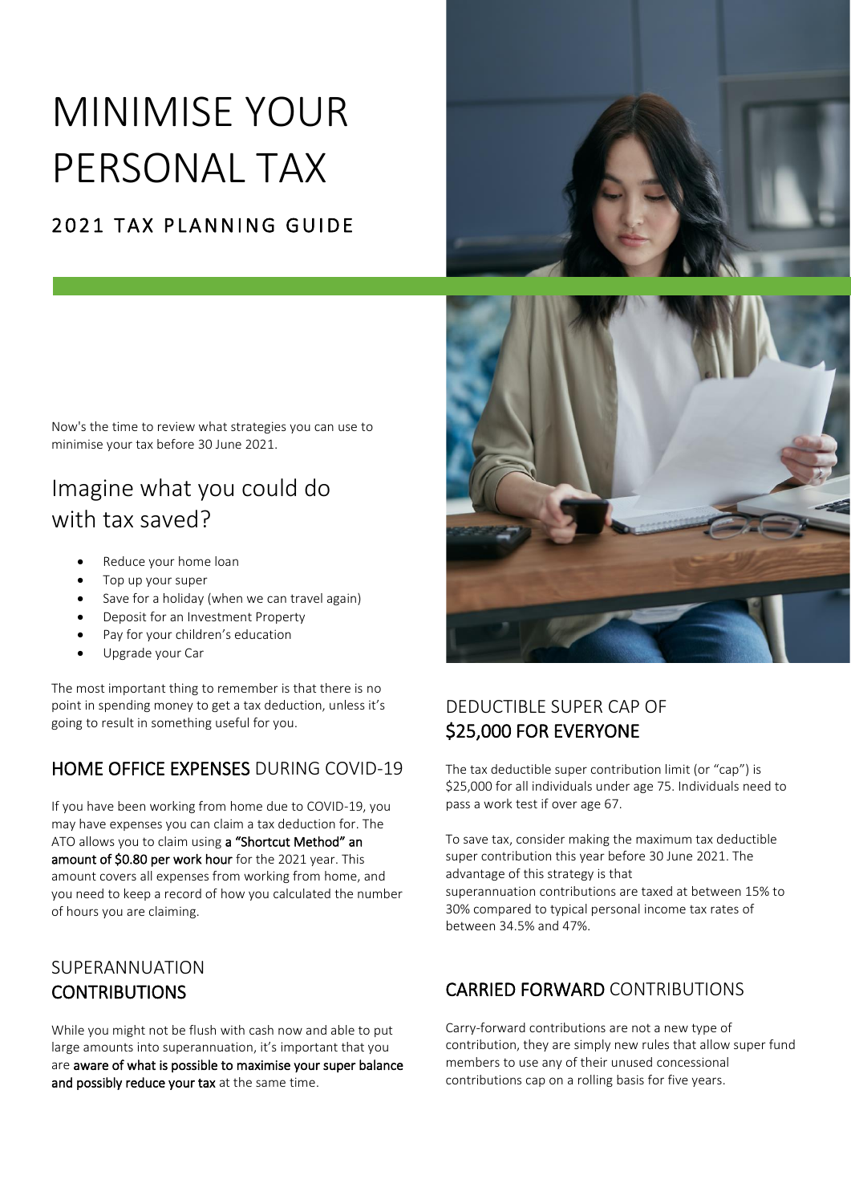# MINIMISE YOUR PERSONAL TAX

## 2021 TAX PLANNING GUIDE

Now's the time to review what strategies you can use to minimise your tax before 30 June 2021.

## Imagine what you could do with tax saved?

- Reduce your home loan
- Top up your super
- Save for a holiday (when we can travel again)
- Deposit for an Investment Property
- Pay for your children's education
- Upgrade your Car

The most important thing to remember is that there is no point in spending money to get a tax deduction, unless it's going to result in something useful for you.

## HOME OFFICE EXPENSES DURING COVID-19

If you have been working from home due to COVID-19, you may have expenses you can claim a tax deduction for. The ATO allows you to claim using **a "Shortcut Method" an amount of $0.80 per work hour** for the 2021 year. This amount covers all expenses from working from home, and you need to keep a record of how you calculated the number of hours you are claiming.

## SUPERANNUATION CONTRIBUTIONS

While you might not be flush with cash now and able to put large amounts into superannuation, it's important that you are **aware of what is possible to maximise your super balance and possibly reduce your tax** at the same time.

## DEDUCTIBLE SUPER CAP OF $25,000 FOR EVERYONE

The tax deductible super contribution limit (or "cap") is $25,000 for all individuals under age 75. Individuals need to pass a work test if over age 67.

To save tax, consider making the maximum tax deductible super contribution this year before 30 June 2021. The advantage of this strategy is that superannuation contributions are taxed at between 15% to 30% compared to typical personal income tax rates of between 34.5% and 47%.

## CARRIED FORWARD CONTRIBUTIONS

Carry-forward contributions are not a new type of contribution, they are simply new rules that allow super fund members to use any of their unused concessional contributions cap on a rolling basis for five years.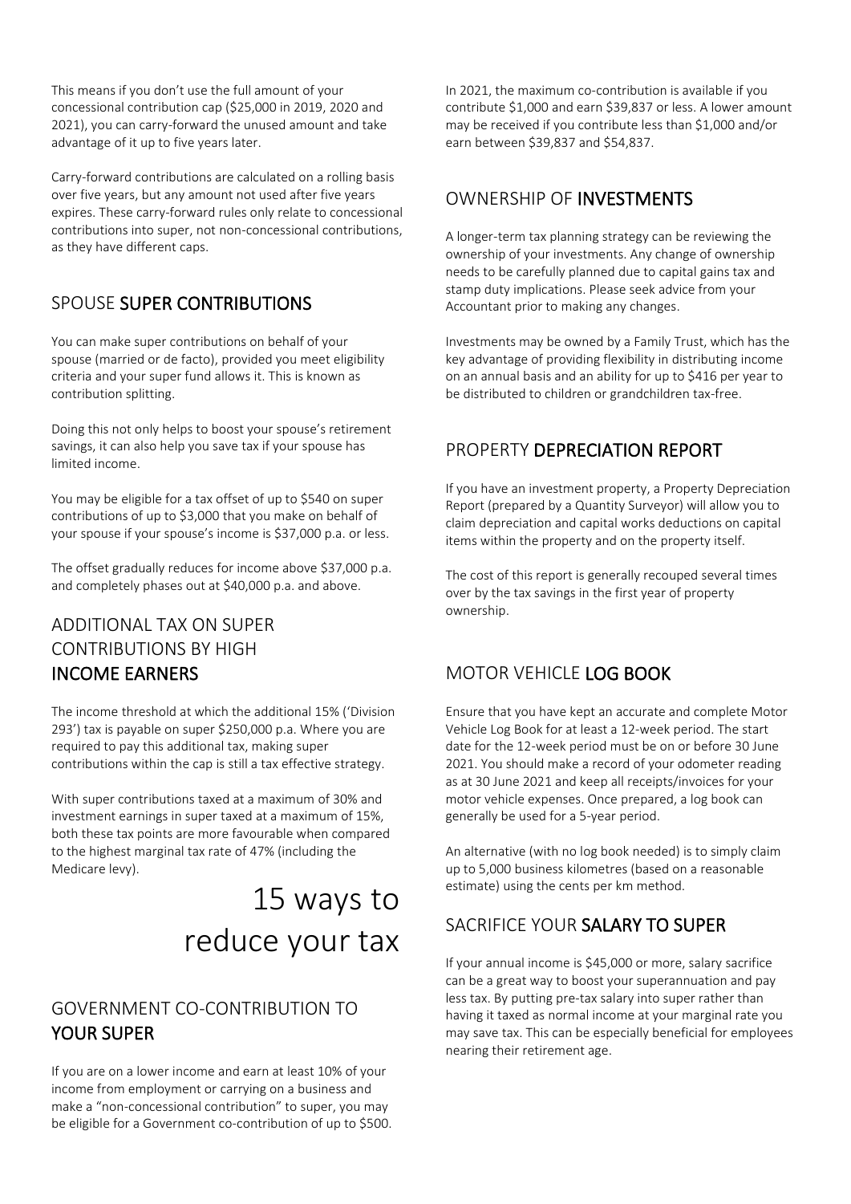This means if you don't use the full amount of your concessional contribution cap ($25,000 in 2019, 2020 and 2021), you can carry-forward the unused amount and take advantage of it up to five years later.

Carry-forward contributions are calculated on a rolling basis over five years, but any amount not used after five years expires. These carry-forward rules only relate to concessional contributions into super, not non-concessional contributions, as they have different caps.

## SPOUSE **SUPER CONTRIBUTIONS**

You can make super contributions on behalf of your spouse (married or de facto), provided you meet eligibility criteria and your super fund allows it. This is known as contribution splitting.

Doing this not only helps to boost your spouse's retirement savings, it can also help you save tax if your spouse has limited income.

You may be eligible for a tax offset of up to $540 on super contributions of up to $3,000 that you make on behalf of your spouse if your spouse's income is $37,000 p.a. or less.

The offset gradually reduces for income above $37,000 p.a. and completely phases out at $40,000 p.a. and above.

## ADDITIONAL TAX ON SUPER CONTRIBUTIONS BY HIGH **INCOME EARNERS**

The income threshold at which the additional 15% ('Division 293') tax is payable on super $250,000 p.a. Where you are required to pay this additional tax, making super contributions within the cap is still a tax effective strategy.

With super contributions taxed at a maximum of 30% and investment earnings in super taxed at a maximum of 15%, both these tax points are more favourable when compared to the highest marginal tax rate of 47% (including the Medicare levy).

# 15 ways to reduce your tax

## GOVERNMENT CO-CONTRIBUTION TO **YOUR SUPER**

If you are on a lower income and earn at least 10% of your income from employment or carrying on a business and make a "non-concessional contribution" to super, you may be eligible for a Government co-contribution of up to $500.

In 2021, the maximum co-contribution is available if you contribute $1,000 and earn $39,837 or less. A lower amount may be received if you contribute less than $1,000 and/or earn between $39,837 and $54,837.

## OWNERSHIP OF **INVESTMENTS**

A longer-term tax planning strategy can be reviewing the ownership of your investments. Any change of ownership needs to be carefully planned due to capital gains tax and stamp duty implications. Please seek advice from your Accountant prior to making any changes.

Investments may be owned by a Family Trust, which has the key advantage of providing flexibility in distributing income on an annual basis and an ability for up to $416 per year to be distributed to children or grandchildren tax-free.

## PROPERTY **DEPRECIATION REPORT**

If you have an investment property, a Property Depreciation Report (prepared by a Quantity Surveyor) will allow you to claim depreciation and capital works deductions on capital items within the property and on the property itself.

The cost of this report is generally recouped several times over by the tax savings in the first year of property ownership.

## MOTOR VEHICLE **LOG BOOK**

Ensure that you have kept an accurate and complete Motor Vehicle Log Book for at least a 12-week period. The start date for the 12-week period must be on or before 30 June 2021. You should make a record of your odometer reading as at 30 June 2021 and keep all receipts/invoices for your motor vehicle expenses. Once prepared, a log book can generally be used for a 5-year period.

An alternative (with no log book needed) is to simply claim up to 5,000 business kilometres (based on a reasonable estimate) using the cents per km method.

## SACRIFICE YOUR **SALARY TO SUPER**

If your annual income is $45,000 or more, salary sacrifice can be a great way to boost your superannuation and pay less tax. By putting pre-tax salary into super rather than having it taxed as normal income at your marginal rate you may save tax. This can be especially beneficial for employees nearing their retirement age.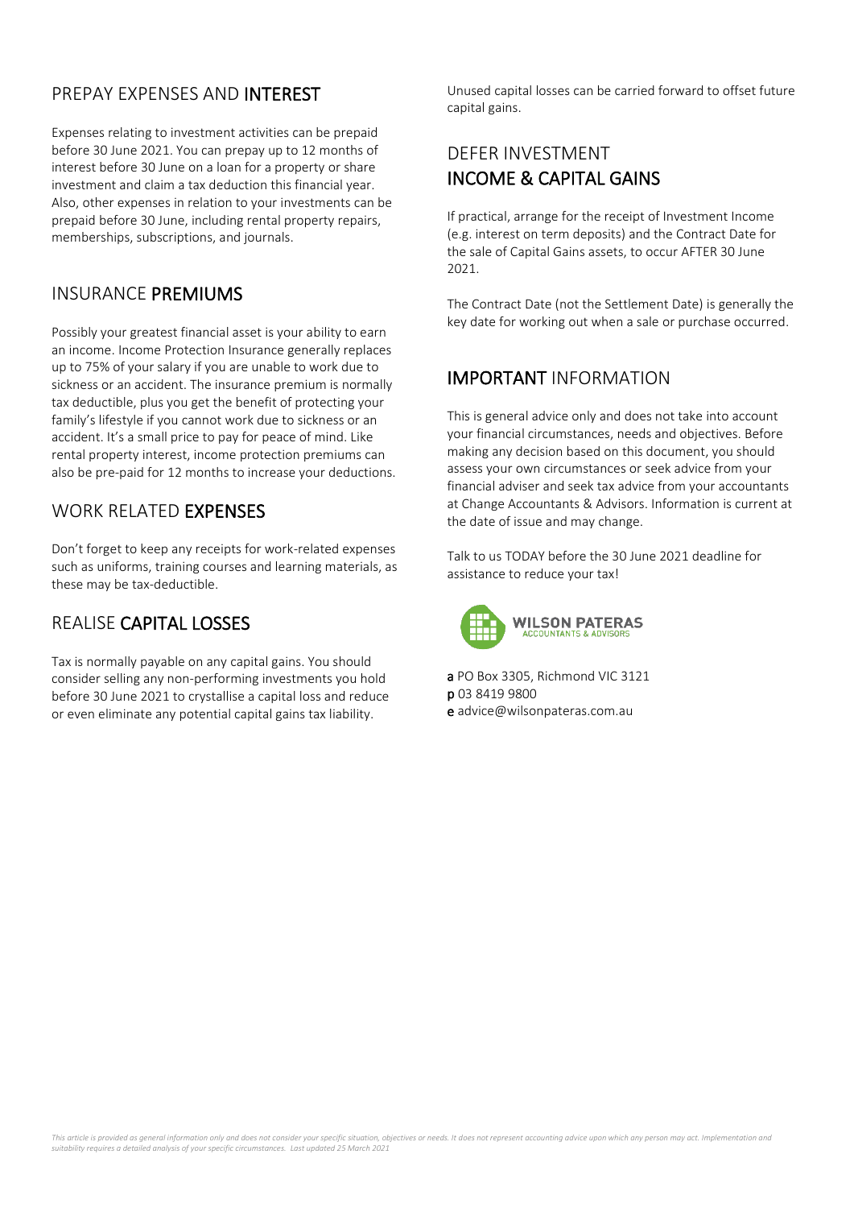## PREPAY EXPENSES AND **INTEREST**

Expenses relating to investment activities can be prepaid before 30 June 2021. You can prepay up to 12 months of interest before 30 June on a loan for a property or share investment and claim a tax deduction this financial year. Also, other expenses in relation to your investments can be prepaid before 30 June, including rental property repairs, memberships, subscriptions, and journals.

## INSURANCE **PREMIUMS**

Possibly your greatest financial asset is your ability to earn an income. Income Protection Insurance generally replaces up to 75% of your salary if you are unable to work due to sickness or an accident. The insurance premium is normally tax deductible, plus you get the benefit of protecting your family's lifestyle if you cannot work due to sickness or an accident. It's a small price to pay for peace of mind. Like rental property interest, income protection premiums can also be pre-paid for 12 months to increase your deductions.

## WORK RELATED **EXPENSES**

Don't forget to keep any receipts for work-related expenses such as uniforms, training courses and learning materials, as these may be tax-deductible.

## REALISE **CAPITAL LOSSES**

Tax is normally payable on any capital gains. You should consider selling any non-performing investments you hold before 30 June 2021 to crystallise a capital loss and reduce or even eliminate any potential capital gains tax liability.

Unused capital losses can be carried forward to offset future capital gains.

## DEFER INVESTMENT **INCOME & CAPITAL GAINS**

If practical, arrange for the receipt of Investment Income (e.g. interest on term deposits) and the Contract Date for the sale of Capital Gains assets, to occur AFTER 30 June 2021.

The Contract Date (not the Settlement Date) is generally the key date for working out when a sale or purchase occurred.

## **IMPORTANT** INFORMATION

This is general advice only and does not take into account your financial circumstances, needs and objectives. Before making any decision based on this document, you should assess your own circumstances or seek advice from your financial adviser and seek tax advice from your accountants at Change Accountants & Advisors. Information is current at the date of issue and may change.

Talk to us TODAY before the 30 June 2021 deadline for assistance to reduce your tax!

**WILSON PATERAS**
ACCOUNTANTS & ADVISORS

**a** PO Box 3305, Richmond VIC 3121
**p** 03 8419 9800
**e** advice@wilsonpateras.com.au

*This article is provided as general information only and does not consider your specific situation, objectives or needs. It does not represent accounting advice upon which any person may act. Implementation and suitability requires a detailed analysis of your specific circumstances. Last updated 25 March 2021*